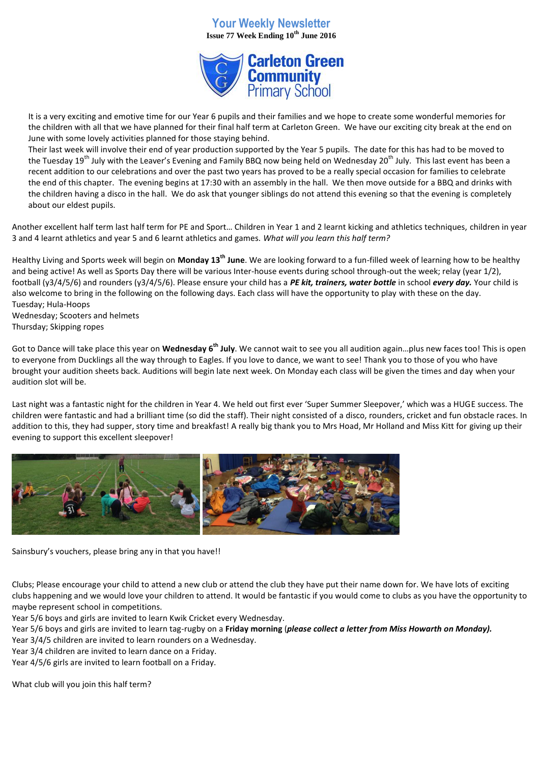# Your Weekly Newsletter

**Issue 77 Week Ending 10th June 2016**

**Carleton Green Community Primary School**

It is a very exciting and emotive time for our Year 6 pupils and their families and we hope to create some wonderful memories for the children with all that we have planned for their final half term at Carleton Green. We have our exciting city break at the end on June with some lovely activities planned for those staying behind.

Their last week will involve their end of year production supported by the Year 5 pupils. The date for this has had to be moved to the Tuesday 19th July with the Leaver's Evening and Family BBQ now being held on Wednesday 20th July. This last event has been a recent addition to our celebrations and over the past two years has proved to be a really special occasion for families to celebrate the end of this chapter. The evening begins at 17:30 with an assembly in the hall. We then move outside for a BBQ and drinks with the children having a disco in the hall. We do ask that younger siblings do not attend this evening so that the evening is completely about our eldest pupils.

Another excellent half term last half term for PE and Sport… Children in Year 1 and 2 learnt kicking and athletics techniques, children in year 3 and 4 learnt athletics and year 5 and 6 learnt athletics and games. *What will you learn this half term?*

Healthy Living and Sports week will begin on **Monday 13th June**. We are looking forward to a fun-filled week of learning how to be healthy and being active! As well as Sports Day there will be various Inter-house events during school through-out the week; relay (year 1/2), football (y3/4/5/6) and rounders (y3/4/5/6). Please ensure your child has a ***PE kit, trainers, water bottle*** in school ***every day.*** Your child is also welcome to bring in the following on the following days. Each class will have the opportunity to play with these on the day.

Tuesday; Hula-Hoops

Wednesday; Scooters and helmets

Thursday; Skipping ropes

Got to Dance will take place this year on **Wednesday 6th July**. We cannot wait to see you all audition again…plus new faces too! This is open to everyone from Ducklings all the way through to Eagles. If you love to dance, we want to see! Thank you to those of you who have brought your audition sheets back. Auditions will begin late next week. On Monday each class will be given the times and day when your audition slot will be.

Last night was a fantastic night for the children in Year 4. We held out first ever 'Super Summer Sleepover,' which was a HUGE success. The children were fantastic and had a brilliant time (so did the staff). Their night consisted of a disco, rounders, cricket and fun obstacle races. In addition to this, they had supper, story time and breakfast! A really big thank you to Mrs Hoad, Mr Holland and Miss Kitt for giving up their evening to support this excellent sleepover!

Sainsbury's vouchers, please bring any in that you have!!

Clubs; Please encourage your child to attend a new club or attend the club they have put their name down for. We have lots of exciting clubs happening and we would love your children to attend. It would be fantastic if you would come to clubs as you have the opportunity to maybe represent school in competitions.

Year 5/6 boys and girls are invited to learn Kwik Cricket every Wednesday.

Year 5/6 boys and girls are invited to learn tag-rugby on a **Friday morning** (***please collect a letter from Miss Howarth on Monday).***

Year 3/4/5 children are invited to learn rounders on a Wednesday.

Year 3/4 children are invited to learn dance on a Friday.

Year 4/5/6 girls are invited to learn football on a Friday.

What club will you join this half term?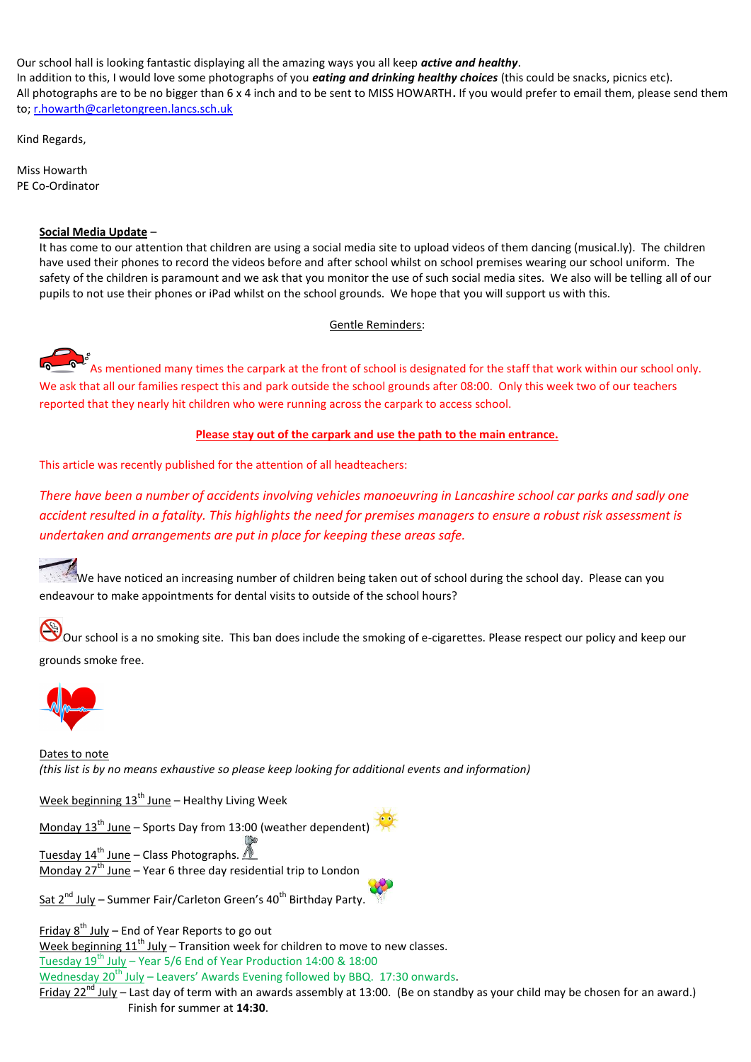Our school hall is looking fantastic displaying all the amazing ways you all keep ***active and healthy***.
In addition to this, I would love some photographs of you ***eating and drinking healthy choices*** (this could be snacks, picnics etc).
All photographs are to be no bigger than 6 x 4 inch and to be sent to MISS HOWARTH**.** If you would prefer to email them, please send them to; r.howarth@carletongreen.lancs.sch.uk

Kind Regards,

Miss Howarth
PE Co-Ordinator

**Social Media Update** –
It has come to our attention that children are using a social media site to upload videos of them dancing (musical.ly). The children have used their phones to record the videos before and after school whilst on school premises wearing our school uniform. The safety of the children is paramount and we ask that you monitor the use of such social media sites. We also will be telling all of our pupils to not use their phones or iPad whilst on the school grounds. We hope that you will support us with this.

Gentle Reminders:

As mentioned many times the carpark at the front of school is designated for the staff that work within our school only. We ask that all our families respect this and park outside the school grounds after 08:00. Only this week two of our teachers reported that they nearly hit children who were running across the carpark to access school.

**Please stay out of the carpark and use the path to the main entrance.**

This article was recently published for the attention of all headteachers:

*There have been a number of accidents involving vehicles manoeuvring in Lancashire school car parks and sadly one accident resulted in a fatality. This highlights the need for premises managers to ensure a robust risk assessment is undertaken and arrangements are put in place for keeping these areas safe.*

We have noticed an increasing number of children being taken out of school during the school day. Please can you endeavour to make appointments for dental visits to outside of the school hours?

Our school is a no smoking site. This ban does include the smoking of e-cigarettes. Please respect our policy and keep our grounds smoke free.

Dates to note
*(this list is by no means exhaustive so please keep looking for additional events and information)*

Week beginning 13th June – Healthy Living Week

Monday 13th June – Sports Day from 13:00 (weather dependent)

Tuesday 14th June – Class Photographs.
Monday 27th June – Year 6 three day residential trip to London

Sat 2nd July – Summer Fair/Carleton Green's 40th Birthday Party.

Friday 8th July – End of Year Reports to go out
Week beginning 11th July – Transition week for children to move to new classes.
Tuesday 19th July – Year 5/6 End of Year Production 14:00 & 18:00
Wednesday 20th July – Leavers' Awards Evening followed by BBQ. 17:30 onwards.
Friday 22nd July – Last day of term with an awards assembly at 13:00. (Be on standby as your child may be chosen for an award.)
Finish for summer at **14:30**.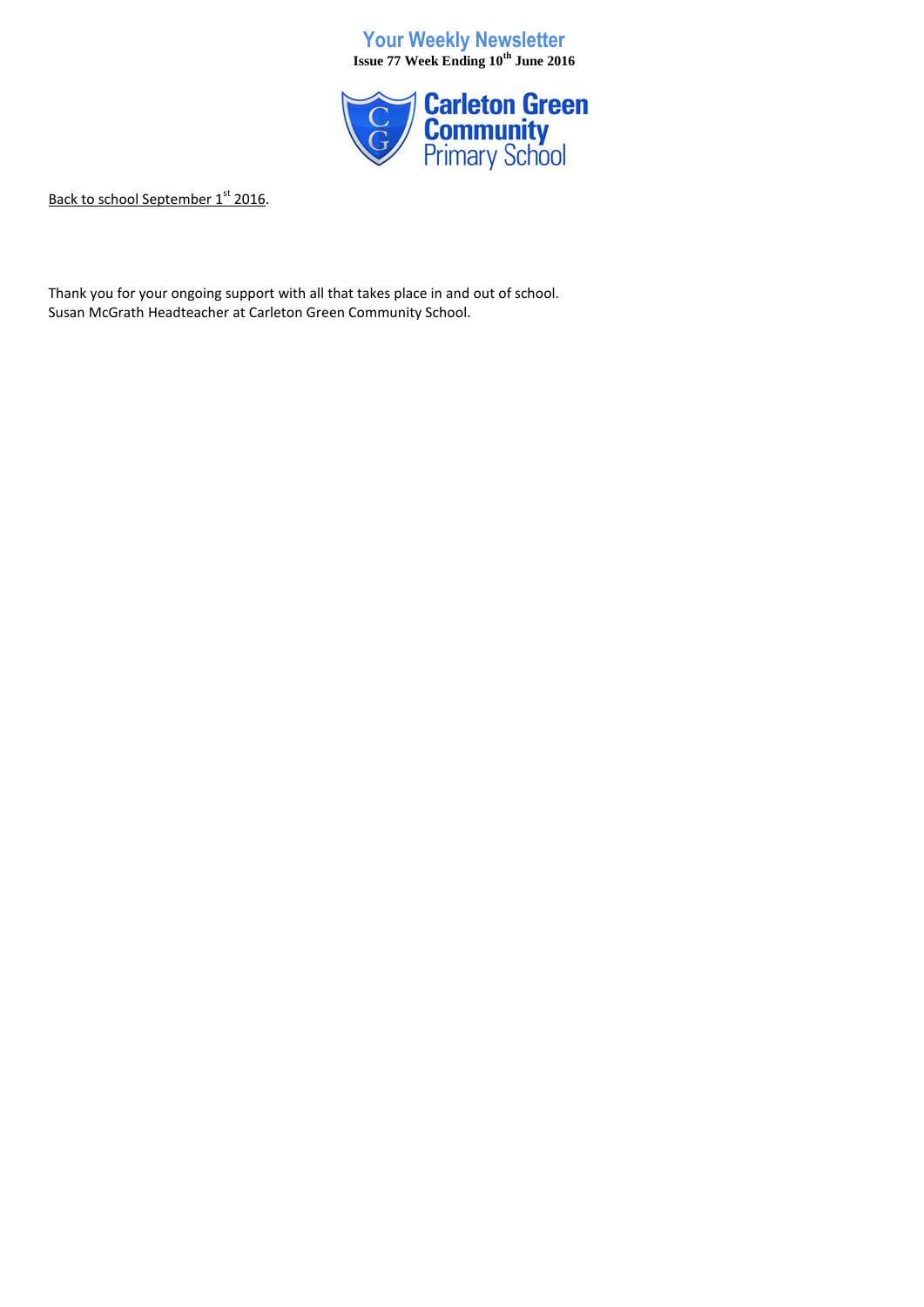# Your Weekly Newsletter

**Issue 77 Week Ending 10th June 2016**

**Carleton Green Community Primary School**

Back to school September 1st 2016.

Thank you for your ongoing support with all that takes place in and out of school.
Susan McGrath Headteacher at Carleton Green Community School.